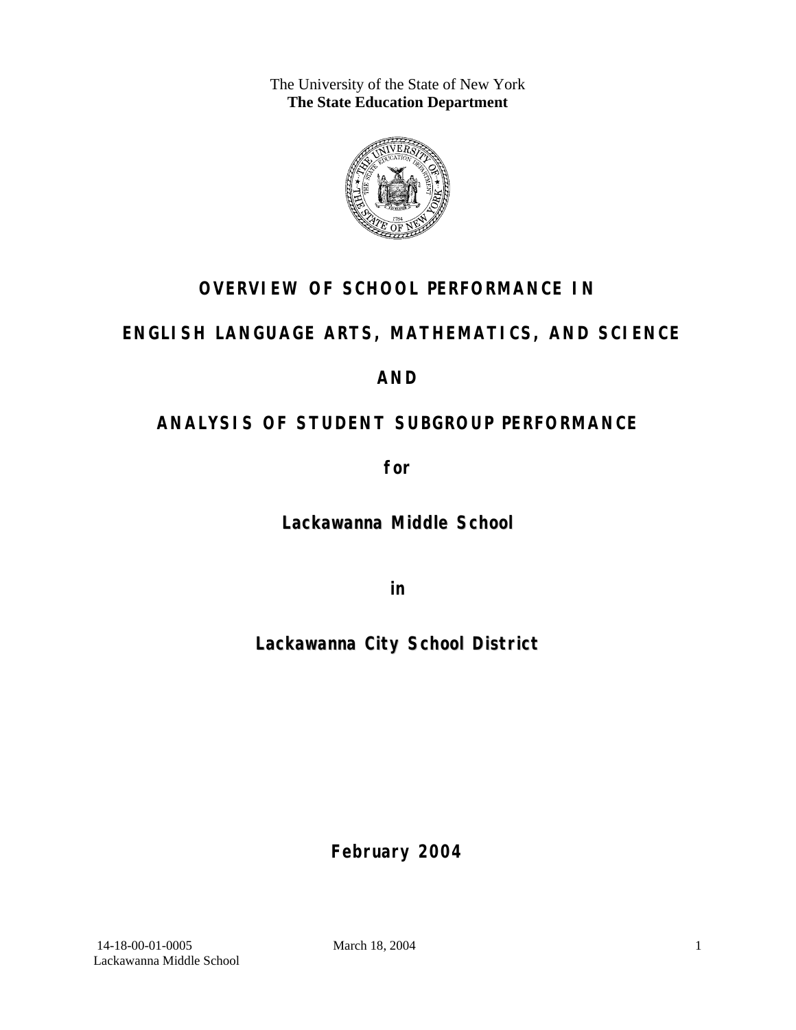The University of the State of New York
**The State Education Department**

# OVERVIEW OF SCHOOL PERFORMANCE IN

# ENGLISH LANGUAGE ARTS, MATHEMATICS, AND SCIENCE

# AND

# ANALYSIS OF STUDENT SUBGROUP PERFORMANCE

**for**

## Lackawanna Middle School

**in**

## Lackawanna City School District

**February 2004**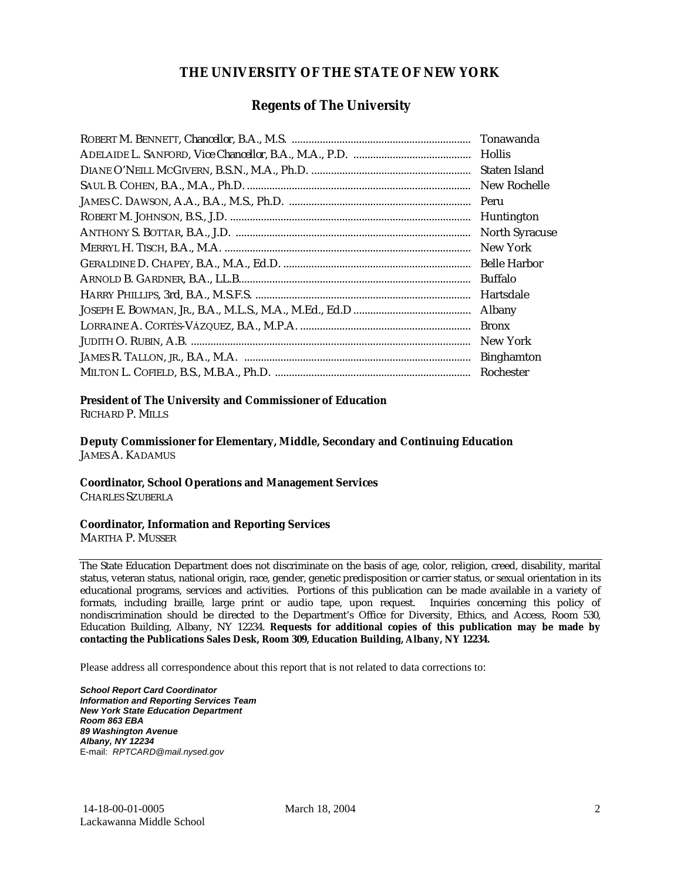# THE UNIVERSITY OF THE STATE OF NEW YORK

## Regents of The University

| | |
|---|---|
| ROBERT M. BENNETT, *Chancellor*, B.A., M.S. | Tonawanda |
| ADELAIDE L. SANFORD, *Vice Chancellor*, B.A., M.A., P.D. | Hollis |
| DIANE O'NEILL MCGIVERN, B.S.N., M.A., Ph.D. | Staten Island |
| SAUL B. COHEN, B.A., M.A., Ph.D. | New Rochelle |
| JAMES C. DAWSON, A.A., B.A., M.S., Ph.D. | Peru |
| ROBERT M. JOHNSON, B.S., J.D. | Huntington |
| ANTHONY S. BOTTAR, B.A., J.D. | North Syracuse |
| MERRYL H. TISCH, B.A., M.A. | New York |
| GERALDINE D. CHAPEY, B.A., M.A., Ed.D. | Belle Harbor |
| ARNOLD B. GARDNER, B.A., LL.B. | Buffalo |
| HARRY PHILLIPS, 3rd, B.A., M.S.F.S. | Hartsdale |
| JOSEPH E. BOWMAN, JR., B.A., M.L.S., M.A., M.Ed., Ed.D | Albany |
| LORRAINE A. CORTÉS-VÁZQUEZ, B.A., M.P.A. | Bronx |
| JUDITH O. RUBIN, A.B. | New York |
| JAMES R. TALLON, JR., B.A., M.A. | Binghamton |
| MILTON L. COFIELD, B.S., M.B.A., Ph.D. | Rochester |

**President of The University and Commissioner of Education**
RICHARD P. MILLS

**Deputy Commissioner for Elementary, Middle, Secondary and Continuing Education**
JAMES A. KADAMUS

**Coordinator, School Operations and Management Services**
CHARLES SZUBERLA

**Coordinator, Information and Reporting Services**
MARTHA P. MUSSER

---

The State Education Department does not discriminate on the basis of age, color, religion, creed, disability, marital status, veteran status, national origin, race, gender, genetic predisposition or carrier status, or sexual orientation in its educational programs, services and activities. Portions of this publication can be made available in a variety of formats, including braille, large print or audio tape, upon request. Inquiries concerning this policy of nondiscrimination should be directed to the Department's Office for Diversity, Ethics, and Access, Room 530, Education Building, Albany, NY 12234. **Requests for additional copies of this publication may be made by contacting the Publications Sales Desk, Room 309, Education Building, Albany, NY 12234.**

Please address all correspondence about this report that is not related to data corrections to:

***School Report Card Coordinator***
***Information and Reporting Services Team***
***New York State Education Department***
***Room 863 EBA***
***89 Washington Avenue***
***Albany, NY 12234***
E-mail: *RPTCARD@mail.nysed.gov*

14-18-00-01-0005
Lackawanna Middle School
March 18, 2004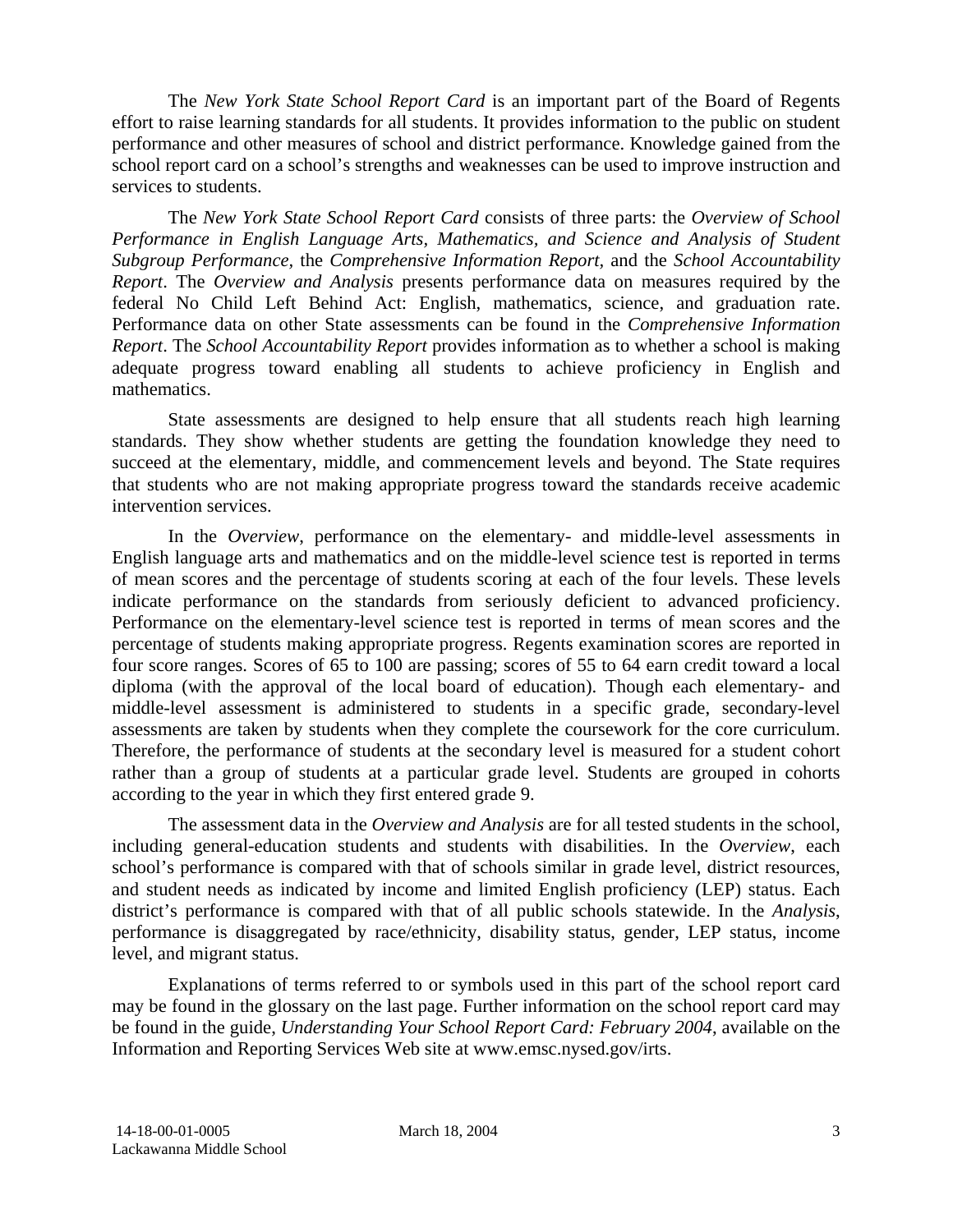The *New York State School Report Card* is an important part of the Board of Regents effort to raise learning standards for all students. It provides information to the public on student performance and other measures of school and district performance. Knowledge gained from the school report card on a school's strengths and weaknesses can be used to improve instruction and services to students.

The *New York State School Report Card* consists of three parts: the *Overview of School Performance in English Language Arts, Mathematics, and Science and Analysis of Student Subgroup Performance,* the *Comprehensive Information Report,* and the *School Accountability Report*. The *Overview and Analysis* presents performance data on measures required by the federal No Child Left Behind Act: English, mathematics, science, and graduation rate. Performance data on other State assessments can be found in the *Comprehensive Information Report*. The *School Accountability Report* provides information as to whether a school is making adequate progress toward enabling all students to achieve proficiency in English and mathematics.

State assessments are designed to help ensure that all students reach high learning standards. They show whether students are getting the foundation knowledge they need to succeed at the elementary, middle, and commencement levels and beyond. The State requires that students who are not making appropriate progress toward the standards receive academic intervention services.

In the *Overview*, performance on the elementary- and middle-level assessments in English language arts and mathematics and on the middle-level science test is reported in terms of mean scores and the percentage of students scoring at each of the four levels. These levels indicate performance on the standards from seriously deficient to advanced proficiency. Performance on the elementary-level science test is reported in terms of mean scores and the percentage of students making appropriate progress. Regents examination scores are reported in four score ranges. Scores of 65 to 100 are passing; scores of 55 to 64 earn credit toward a local diploma (with the approval of the local board of education). Though each elementary- and middle-level assessment is administered to students in a specific grade, secondary-level assessments are taken by students when they complete the coursework for the core curriculum. Therefore, the performance of students at the secondary level is measured for a student cohort rather than a group of students at a particular grade level. Students are grouped in cohorts according to the year in which they first entered grade 9.

The assessment data in the *Overview and Analysis* are for all tested students in the school, including general-education students and students with disabilities. In the *Overview*, each school's performance is compared with that of schools similar in grade level, district resources, and student needs as indicated by income and limited English proficiency (LEP) status. Each district's performance is compared with that of all public schools statewide. In the *Analysis*, performance is disaggregated by race/ethnicity, disability status, gender, LEP status, income level, and migrant status.

Explanations of terms referred to or symbols used in this part of the school report card may be found in the glossary on the last page. Further information on the school report card may be found in the guide, *Understanding Your School Report Card: February 2004*, available on the Information and Reporting Services Web site at www.emsc.nysed.gov/irts.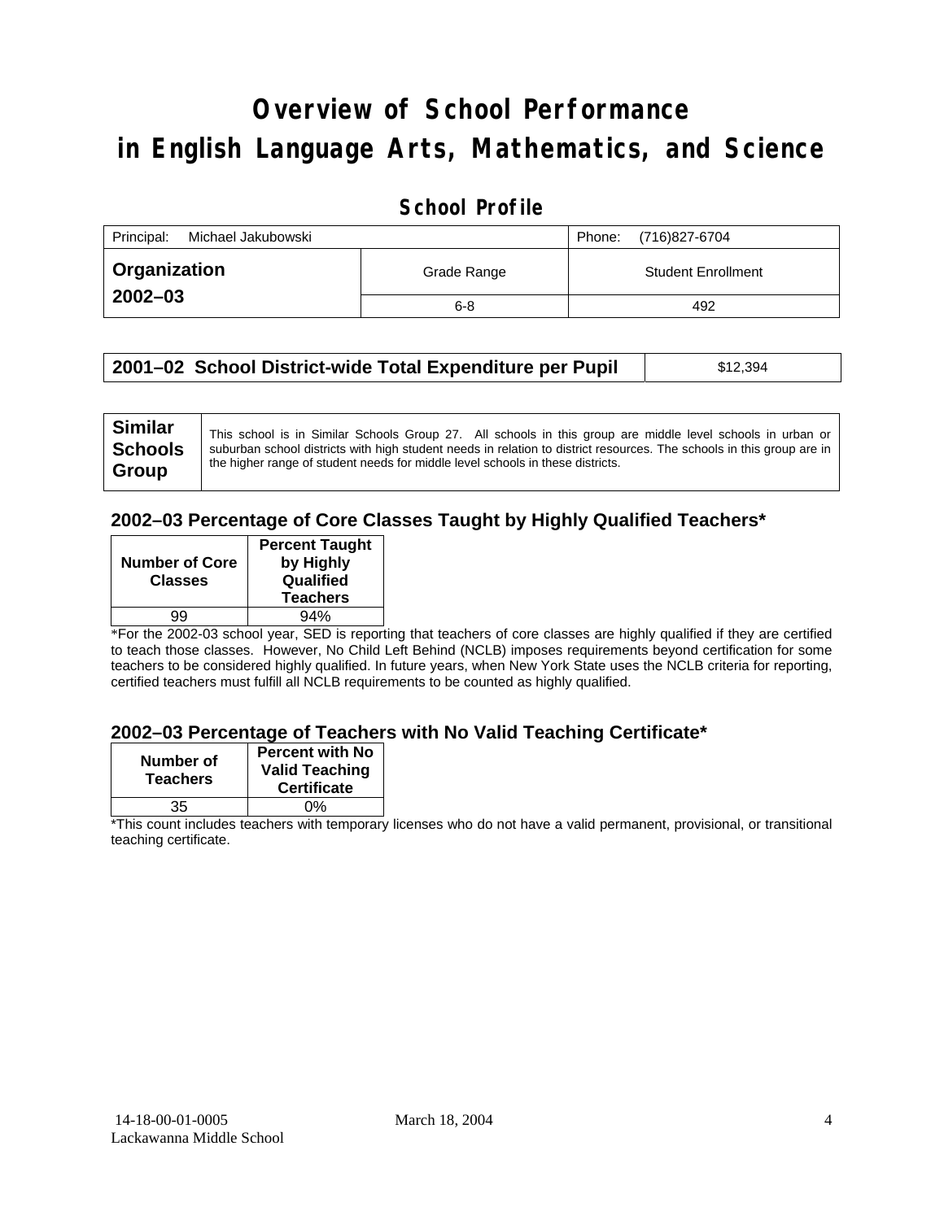# Overview of School Performance in English Language Arts, Mathematics, and Science

## School Profile

| Principal: Michael Jakubowski | | Phone: (716)827-6704 |
|---|---|---|
| **Organization 2002–03** | Grade Range | Student Enrollment |
| | 6-8 | 492 |

| **2001–02 School District-wide Total Expenditure per Pupil** | $12,394 |
|---|---|

| **Similar Schools Group** | This school is in Similar Schools Group 27. All schools in this group are middle level schools in urban or suburban school districts with high student needs in relation to district resources. The schools in this group are in the higher range of student needs for middle level schools in these districts. |
|---|---|

### 2002–03 Percentage of Core Classes Taught by Highly Qualified Teachers*

| Number of Core Classes | Percent Taught by Highly Qualified Teachers |
|---|---|
| 99 | 94% |

*For the 2002-03 school year, SED is reporting that teachers of core classes are highly qualified if they are certified to teach those classes. However, No Child Left Behind (NCLB) imposes requirements beyond certification for some teachers to be considered highly qualified. In future years, when New York State uses the NCLB criteria for reporting, certified teachers must fulfill all NCLB requirements to be counted as highly qualified.

### 2002–03 Percentage of Teachers with No Valid Teaching Certificate*

| Number of Teachers | Percent with No Valid Teaching Certificate |
|---|---|
| 35 | 0% |

*This count includes teachers with temporary licenses who do not have a valid permanent, provisional, or transitional teaching certificate.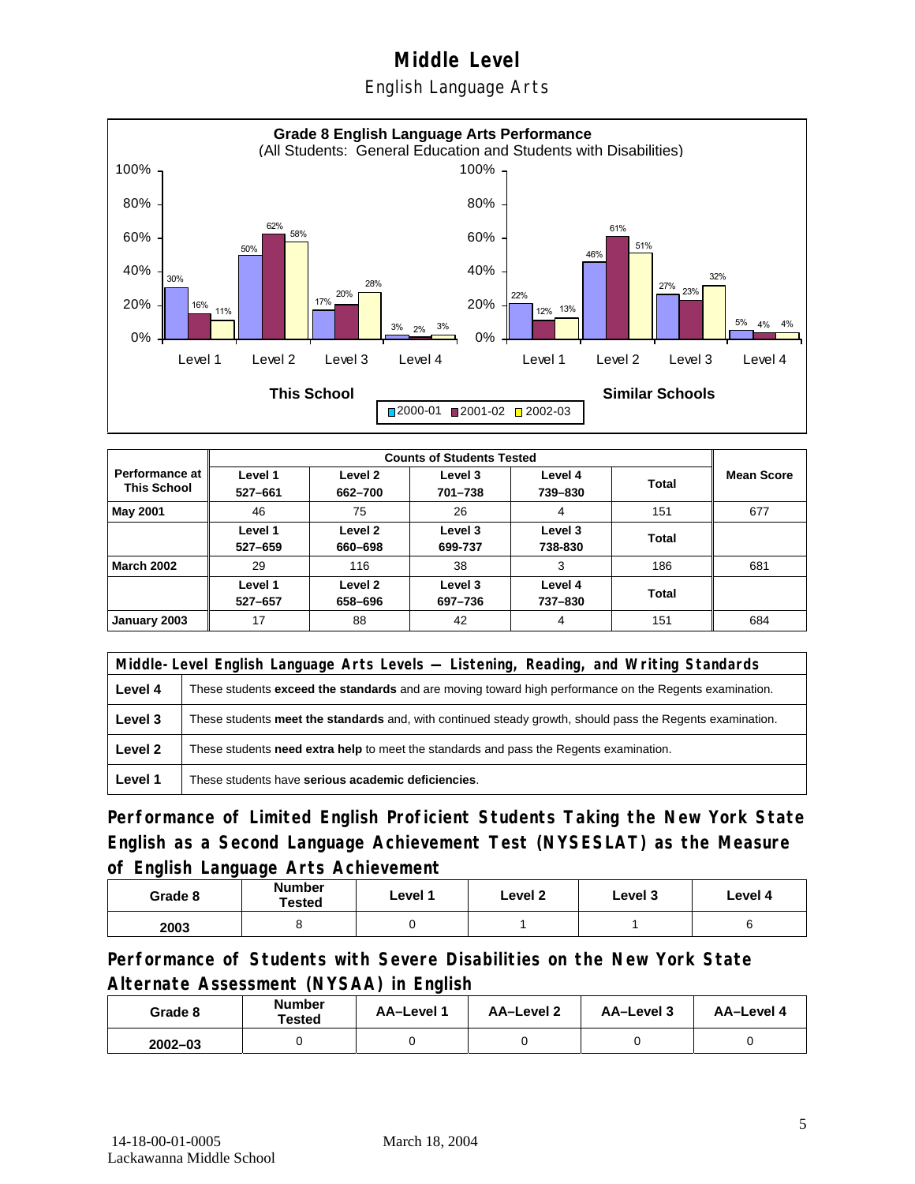# Middle Level

## English Language Arts

**Grade 8 English Language Arts Performance**
(All Students: General Education and Students with Disabilities)

| | This School 2000-01 | This School 2001-02 | This School 2002-03 | Similar Schools 2000-01 | Similar Schools 2001-02 | Similar Schools 2002-03 |
|---|---|---|---|---|---|---|
| Level 1 | 30% | 16% | 11% | 22% | 12% | 13% |
| Level 2 | 50% | 62% | 58% | 46% | 61% | 51% |
| Level 3 | 17% | 20% | 28% | 27% | 23% | 32% |
| Level 4 | 3% | 2% | 3% | 5% | 4% | 4% |

| Performance at This School | Counts of Students Tested | | | | | Mean Score |
|---|---|---|---|---|---|---|
| | Level 1 527–661 | Level 2 662–700 | Level 3 701–738 | Level 4 739–830 | Total | |
| **May 2001** | 46 | 75 | 26 | 4 | 151 | 677 |
| | Level 1 527–659 | Level 2 660–698 | Level 3 699-737 | Level 3 738-830 | Total | |
| **March 2002** | 29 | 116 | 38 | 3 | 186 | 681 |
| | Level 1 527–657 | Level 2 658–696 | Level 3 697–736 | Level 4 737–830 | Total | |
| **January 2003** | 17 | 88 | 42 | 4 | 151 | 684 |

| Middle-Level English Language Arts Levels — Listening, Reading, and Writing Standards | |
|---|---|
| **Level 4** | These students **exceed the standards** and are moving toward high performance on the Regents examination. |
| **Level 3** | These students **meet the standards** and, with continued steady growth, should pass the Regents examination. |
| **Level 2** | These students **need extra help** to meet the standards and pass the Regents examination. |
| **Level 1** | These students have **serious academic deficiencies**. |

## Performance of Limited English Proficient Students Taking the New York State English as a Second Language Achievement Test (NYSESLAT) as the Measure of English Language Arts Achievement

| Grade 8 | Number Tested | Level 1 | Level 2 | Level 3 | Level 4 |
|---|---|---|---|---|---|
| 2003 | 8 | 0 | 1 | 1 | 6 |

## Performance of Students with Severe Disabilities on the New York State Alternate Assessment (NYSAA) in English

| Grade 8 | Number Tested | AA–Level 1 | AA–Level 2 | AA–Level 3 | AA–Level 4 |
|---|---|---|---|---|---|
| 2002–03 | 0 | 0 | 0 | 0 | 0 |

14-18-00-01-0005 Lackawanna Middle School — March 18, 2004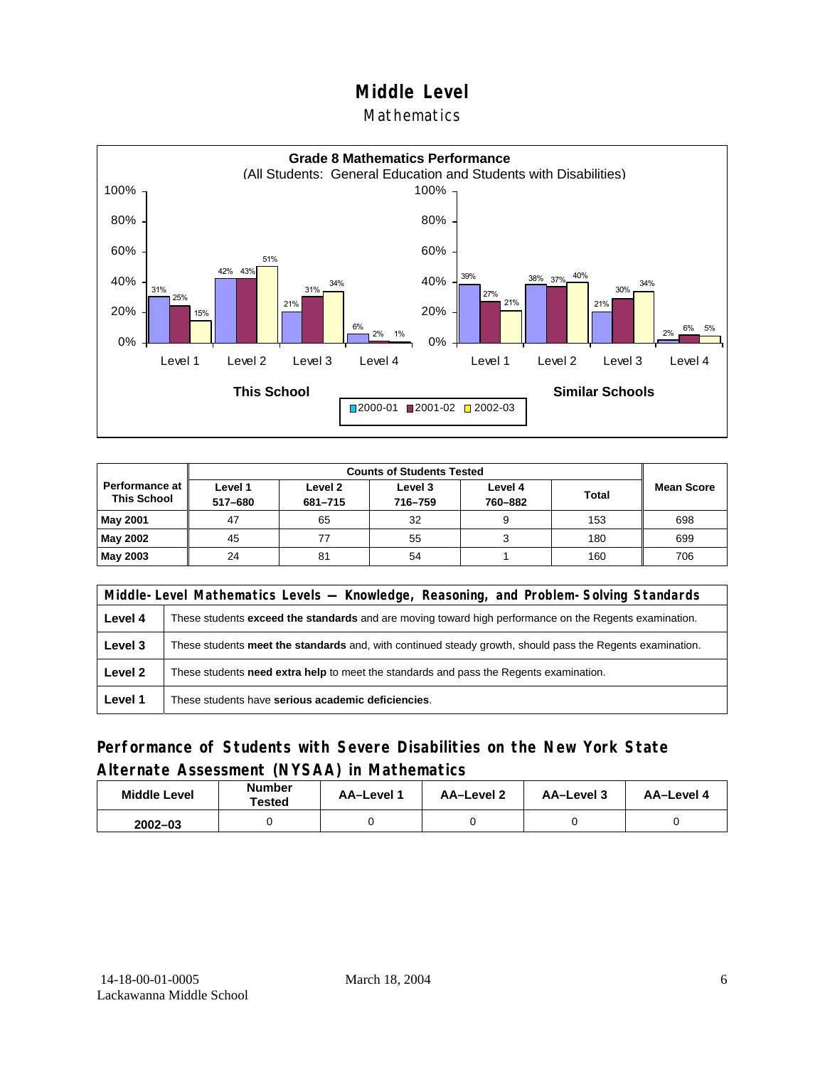# Middle Level

## Mathematics

**Grade 8 Mathematics Performance**
(All Students: General Education and Students with Disabilities)

| | This School 2000-01 | This School 2001-02 | This School 2002-03 | Similar Schools 2000-01 | Similar Schools 2001-02 | Similar Schools 2002-03 |
|---|---|---|---|---|---|---|
| Level 1 | 31% | 25% | 15% | 39% | 27% | 21% |
| Level 2 | 42% | 43% | 51% | 38% | 37% | 40% |
| Level 3 | 21% | 31% | 34% | 21% | 30% | 34% |
| Level 4 | 6% | 2% | 1% | 2% | 6% | 5% |

| Performance at This School | Counts of Students Tested | | | | | Mean Score |
|---|---|---|---|---|---|---|
| | Level 1 517–680 | Level 2 681–715 | Level 3 716–759 | Level 4 760–882 | Total | |
| **May 2001** | 47 | 65 | 32 | 9 | 153 | 698 |
| **May 2002** | 45 | 77 | 55 | 3 | 180 | 699 |
| **May 2003** | 24 | 81 | 54 | 1 | 160 | 706 |

| Middle-Level Mathematics Levels — Knowledge, Reasoning, and Problem-Solving Standards | |
|---|---|
| **Level 4** | These students **exceed the standards** and are moving toward high performance on the Regents examination. |
| **Level 3** | These students **meet the standards** and, with continued steady growth, should pass the Regents examination. |
| **Level 2** | These students **need extra help** to meet the standards and pass the Regents examination. |
| **Level 1** | These students have **serious academic deficiencies**. |

## Performance of Students with Severe Disabilities on the New York State Alternate Assessment (NYSAA) in Mathematics

| Middle Level | Number Tested | AA–Level 1 | AA–Level 2 | AA–Level 3 | AA–Level 4 |
|---|---|---|---|---|---|
| **2002–03** | 0 | 0 | 0 | 0 | 0 |

14-18-00-01-0005
Lackawanna Middle School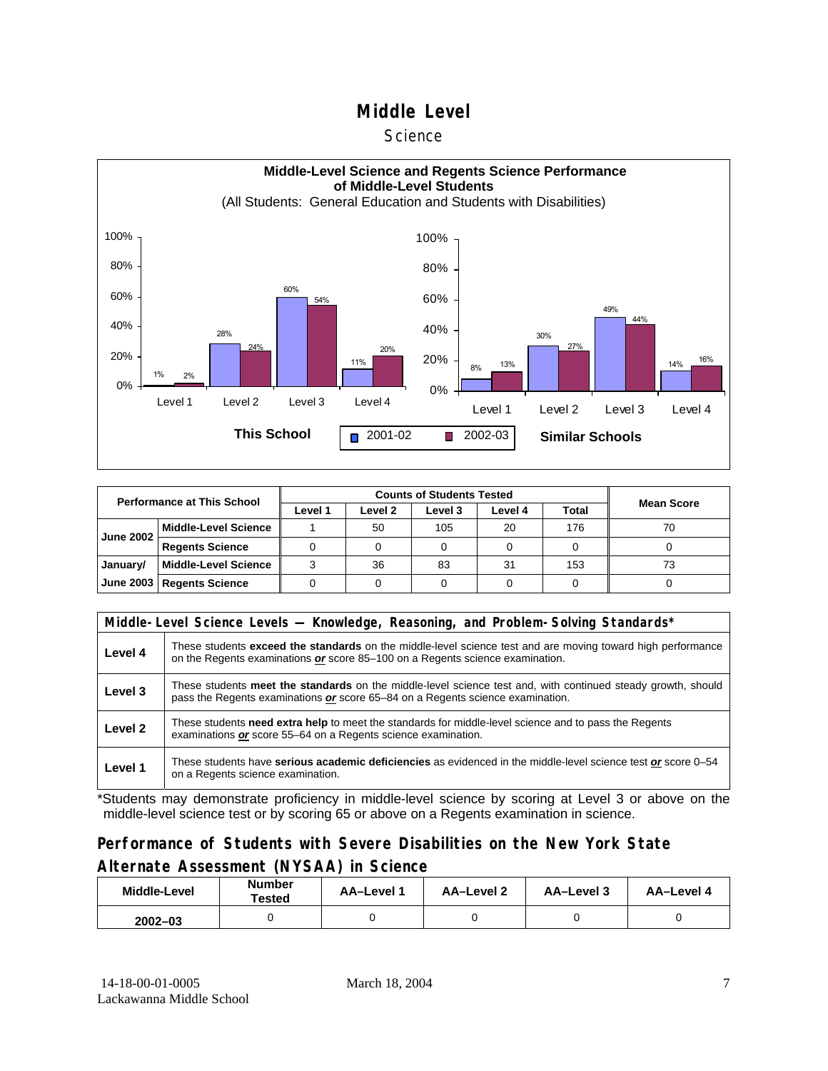# Middle Level

## Science

**Middle-Level Science and Regents Science Performance of Middle-Level Students**

(All Students: General Education and Students with Disabilities)

| | This School 2001-02 | This School 2002-03 | Similar Schools 2001-02 | Similar Schools 2002-03 |
|---|---|---|---|---|
| Level 1 | 1% | 2% | 8% | 13% |
| Level 2 | 28% | 24% | 30% | 27% |
| Level 3 | 60% | 54% | 49% | 44% |
| Level 4 | 11% | 20% | 14% | 16% |

| Performance at This School | | Counts of Students Tested | | | | | Mean Score |
|---|---|---|---|---|---|---|---|
| | | Level 1 | Level 2 | Level 3 | Level 4 | Total | |
| June 2002 | Middle-Level Science | 1 | 50 | 105 | 20 | 176 | 70 |
| | Regents Science | 0 | 0 | 0 | 0 | 0 | 0 |
| January/ June 2003 | Middle-Level Science | 3 | 36 | 83 | 31 | 153 | 73 |
| | Regents Science | 0 | 0 | 0 | 0 | 0 | 0 |

| Middle-Level Science Levels — Knowledge, Reasoning, and Problem-Solving Standards* | |
|---|---|
| Level 4 | These students **exceed the standards** on the middle-level science test and are moving toward high performance on the Regents examinations ***or*** score 85–100 on a Regents science examination. |
| Level 3 | These students **meet the standards** on the middle-level science test and, with continued steady growth, should pass the Regents examinations ***or*** score 65–84 on a Regents science examination. |
| Level 2 | These students **need extra help** to meet the standards for middle-level science and to pass the Regents examinations ***or*** score 55–64 on a Regents science examination. |
| Level 1 | These students have **serious academic deficiencies** as evidenced in the middle-level science test ***or*** score 0–54 on a Regents science examination. |

*Students may demonstrate proficiency in middle-level science by scoring at Level 3 or above on the middle-level science test or by scoring 65 or above on a Regents examination in science.

## Performance of Students with Severe Disabilities on the New York State Alternate Assessment (NYSAA) in Science

| Middle-Level | Number Tested | AA–Level 1 | AA–Level 2 | AA–Level 3 | AA–Level 4 |
|---|---|---|---|---|---|
| 2002–03 | 0 | 0 | 0 | 0 | 0 |

14-18-00-01-0005
Lackawanna Middle School

March 18, 2004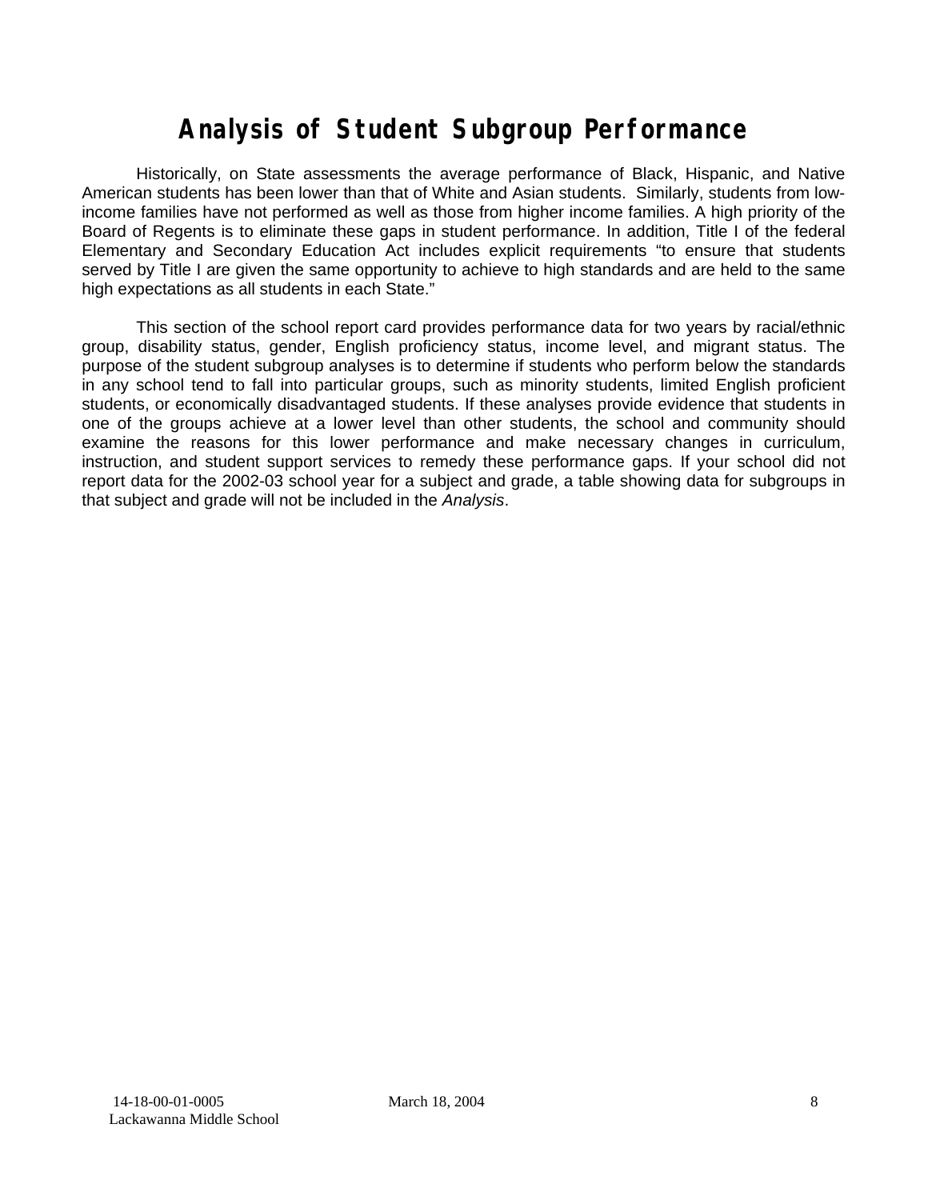# Analysis of Student Subgroup Performance

Historically, on State assessments the average performance of Black, Hispanic, and Native American students has been lower than that of White and Asian students. Similarly, students from low-income families have not performed as well as those from higher income families. A high priority of the Board of Regents is to eliminate these gaps in student performance. In addition, Title I of the federal Elementary and Secondary Education Act includes explicit requirements "to ensure that students served by Title I are given the same opportunity to achieve to high standards and are held to the same high expectations as all students in each State."

This section of the school report card provides performance data for two years by racial/ethnic group, disability status, gender, English proficiency status, income level, and migrant status. The purpose of the student subgroup analyses is to determine if students who perform below the standards in any school tend to fall into particular groups, such as minority students, limited English proficient students, or economically disadvantaged students. If these analyses provide evidence that students in one of the groups achieve at a lower level than other students, the school and community should examine the reasons for this lower performance and make necessary changes in curriculum, instruction, and student support services to remedy these performance gaps. If your school did not report data for the 2002-03 school year for a subject and grade, a table showing data for subgroups in that subject and grade will not be included in the *Analysis*.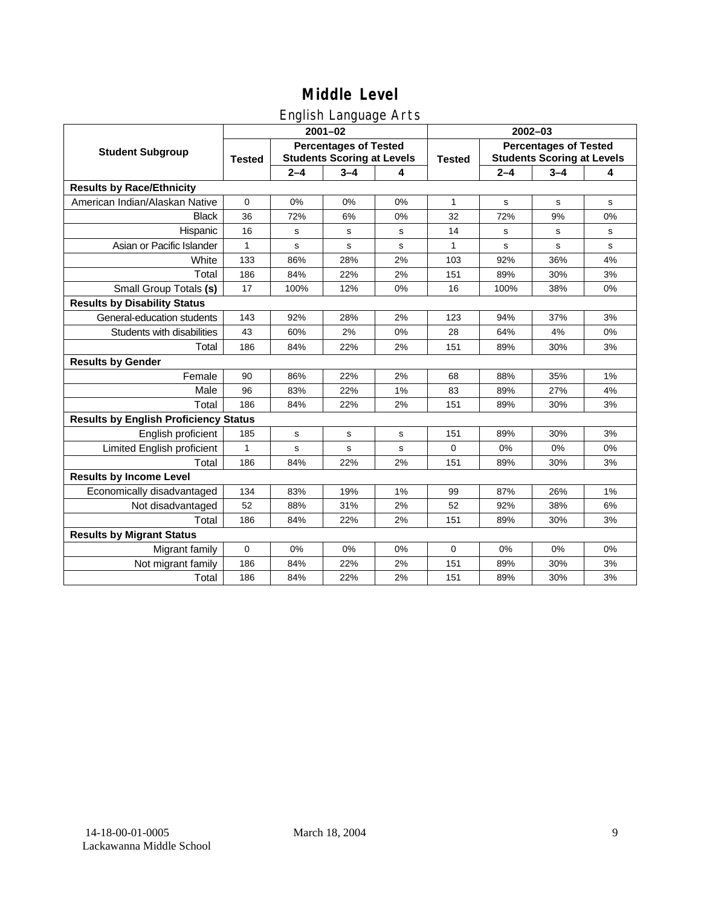# Middle Level

## English Language Arts

| Student Subgroup | 2001–02 | | | | 2002–03 | | | |
|---|---|---|---|---|---|---|---|---|
| | Tested | Percentages of Tested Students Scoring at Levels | | | Tested | Percentages of Tested Students Scoring at Levels | | |
| | | 2–4 | 3–4 | 4 | | 2–4 | 3–4 | 4 |
| **Results by Race/Ethnicity** | | | | | | | | |
| American Indian/Alaskan Native | 0 | 0% | 0% | 0% | 1 | s | s | s |
| Black | 36 | 72% | 6% | 0% | 32 | 72% | 9% | 0% |
| Hispanic | 16 | s | s | s | 14 | s | s | s |
| Asian or Pacific Islander | 1 | s | s | s | 1 | s | s | s |
| White | 133 | 86% | 28% | 2% | 103 | 92% | 36% | 4% |
| Total | 186 | 84% | 22% | 2% | 151 | 89% | 30% | 3% |
| Small Group Totals **(s)** | 17 | 100% | 12% | 0% | 16 | 100% | 38% | 0% |
| **Results by Disability Status** | | | | | | | | |
| General-education students | 143 | 92% | 28% | 2% | 123 | 94% | 37% | 3% |
| Students with disabilities | 43 | 60% | 2% | 0% | 28 | 64% | 4% | 0% |
| Total | 186 | 84% | 22% | 2% | 151 | 89% | 30% | 3% |
| **Results by Gender** | | | | | | | | |
| Female | 90 | 86% | 22% | 2% | 68 | 88% | 35% | 1% |
| Male | 96 | 83% | 22% | 1% | 83 | 89% | 27% | 4% |
| Total | 186 | 84% | 22% | 2% | 151 | 89% | 30% | 3% |
| **Results by English Proficiency Status** | | | | | | | | |
| English proficient | 185 | s | s | s | 151 | 89% | 30% | 3% |
| Limited English proficient | 1 | s | s | s | 0 | 0% | 0% | 0% |
| Total | 186 | 84% | 22% | 2% | 151 | 89% | 30% | 3% |
| **Results by Income Level** | | | | | | | | |
| Economically disadvantaged | 134 | 83% | 19% | 1% | 99 | 87% | 26% | 1% |
| Not disadvantaged | 52 | 88% | 31% | 2% | 52 | 92% | 38% | 6% |
| Total | 186 | 84% | 22% | 2% | 151 | 89% | 30% | 3% |
| **Results by Migrant Status** | | | | | | | | |
| Migrant family | 0 | 0% | 0% | 0% | 0 | 0% | 0% | 0% |
| Not migrant family | 186 | 84% | 22% | 2% | 151 | 89% | 30% | 3% |
| Total | 186 | 84% | 22% | 2% | 151 | 89% | 30% | 3% |

14-18-00-01-0005
Lackawanna Middle School

March 18, 2004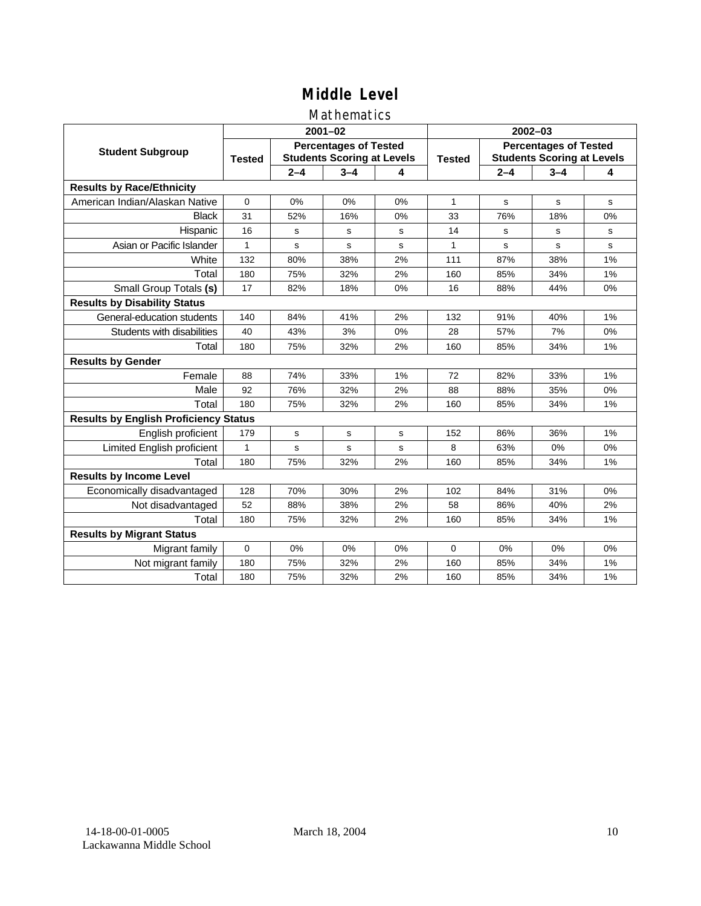# Middle Level

## Mathematics

| Student Subgroup | 2001–02 | | | | 2002–03 | | | |
|---|---|---|---|---|---|---|---|---|
| | Tested | Percentages of Tested Students Scoring at Levels | | | Tested | Percentages of Tested Students Scoring at Levels | | |
| | | 2–4 | 3–4 | 4 | | 2–4 | 3–4 | 4 |
| **Results by Race/Ethnicity** | | | | | | | | |
| American Indian/Alaskan Native | 0 | 0% | 0% | 0% | 1 | s | s | s |
| Black | 31 | 52% | 16% | 0% | 33 | 76% | 18% | 0% |
| Hispanic | 16 | s | s | s | 14 | s | s | s |
| Asian or Pacific Islander | 1 | s | s | s | 1 | s | s | s |
| White | 132 | 80% | 38% | 2% | 111 | 87% | 38% | 1% |
| Total | 180 | 75% | 32% | 2% | 160 | 85% | 34% | 1% |
| Small Group Totals **(s)** | 17 | 82% | 18% | 0% | 16 | 88% | 44% | 0% |
| **Results by Disability Status** | | | | | | | | |
| General-education students | 140 | 84% | 41% | 2% | 132 | 91% | 40% | 1% |
| Students with disabilities | 40 | 43% | 3% | 0% | 28 | 57% | 7% | 0% |
| Total | 180 | 75% | 32% | 2% | 160 | 85% | 34% | 1% |
| **Results by Gender** | | | | | | | | |
| Female | 88 | 74% | 33% | 1% | 72 | 82% | 33% | 1% |
| Male | 92 | 76% | 32% | 2% | 88 | 88% | 35% | 0% |
| Total | 180 | 75% | 32% | 2% | 160 | 85% | 34% | 1% |
| **Results by English Proficiency Status** | | | | | | | | |
| English proficient | 179 | s | s | s | 152 | 86% | 36% | 1% |
| Limited English proficient | 1 | s | s | s | 8 | 63% | 0% | 0% |
| Total | 180 | 75% | 32% | 2% | 160 | 85% | 34% | 1% |
| **Results by Income Level** | | | | | | | | |
| Economically disadvantaged | 128 | 70% | 30% | 2% | 102 | 84% | 31% | 0% |
| Not disadvantaged | 52 | 88% | 38% | 2% | 58 | 86% | 40% | 2% |
| Total | 180 | 75% | 32% | 2% | 160 | 85% | 34% | 1% |
| **Results by Migrant Status** | | | | | | | | |
| Migrant family | 0 | 0% | 0% | 0% | 0 | 0% | 0% | 0% |
| Not migrant family | 180 | 75% | 32% | 2% | 160 | 85% | 34% | 1% |
| Total | 180 | 75% | 32% | 2% | 160 | 85% | 34% | 1% |

14-18-00-01-0005
Lackawanna Middle School

March 18, 2004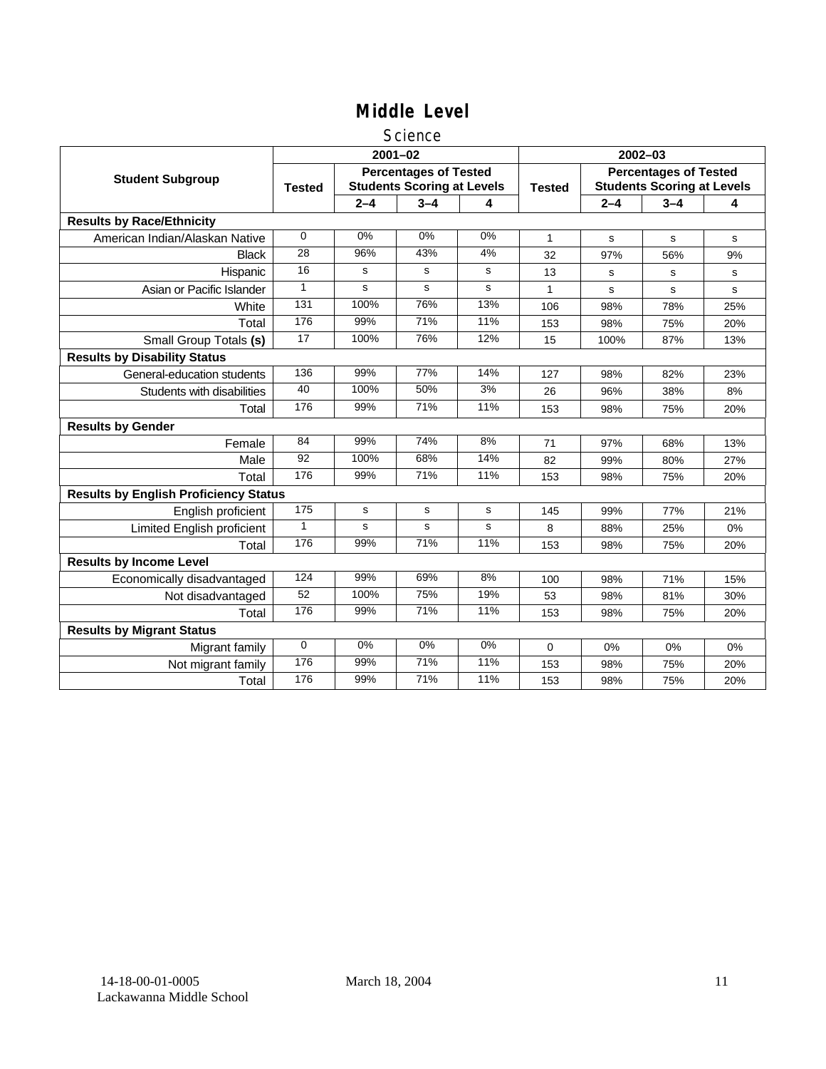# Middle Level

## Science

| Student Subgroup | 2001–02 | | | | 2002–03 | | | |
|---|---|---|---|---|---|---|---|---|
| | Tested | Percentages of Tested Students Scoring at Levels | | | Tested | Percentages of Tested Students Scoring at Levels | | |
| | | 2–4 | 3–4 | 4 | | 2–4 | 3–4 | 4 |
| **Results by Race/Ethnicity** | | | | | | | | |
| American Indian/Alaskan Native | 0 | 0% | 0% | 0% | 1 | s | s | s |
| Black | 28 | 96% | 43% | 4% | 32 | 97% | 56% | 9% |
| Hispanic | 16 | s | s | s | 13 | s | s | s |
| Asian or Pacific Islander | 1 | s | s | s | 1 | s | s | s |
| White | 131 | 100% | 76% | 13% | 106 | 98% | 78% | 25% |
| Total | 176 | 99% | 71% | 11% | 153 | 98% | 75% | 20% |
| Small Group Totals **(s)** | 17 | 100% | 76% | 12% | 15 | 100% | 87% | 13% |
| **Results by Disability Status** | | | | | | | | |
| General-education students | 136 | 99% | 77% | 14% | 127 | 98% | 82% | 23% |
| Students with disabilities | 40 | 100% | 50% | 3% | 26 | 96% | 38% | 8% |
| Total | 176 | 99% | 71% | 11% | 153 | 98% | 75% | 20% |
| **Results by Gender** | | | | | | | | |
| Female | 84 | 99% | 74% | 8% | 71 | 97% | 68% | 13% |
| Male | 92 | 100% | 68% | 14% | 82 | 99% | 80% | 27% |
| Total | 176 | 99% | 71% | 11% | 153 | 98% | 75% | 20% |
| **Results by English Proficiency Status** | | | | | | | | |
| English proficient | 175 | s | s | s | 145 | 99% | 77% | 21% |
| Limited English proficient | 1 | s | s | s | 8 | 88% | 25% | 0% |
| Total | 176 | 99% | 71% | 11% | 153 | 98% | 75% | 20% |
| **Results by Income Level** | | | | | | | | |
| Economically disadvantaged | 124 | 99% | 69% | 8% | 100 | 98% | 71% | 15% |
| Not disadvantaged | 52 | 100% | 75% | 19% | 53 | 98% | 81% | 30% |
| Total | 176 | 99% | 71% | 11% | 153 | 98% | 75% | 20% |
| **Results by Migrant Status** | | | | | | | | |
| Migrant family | 0 | 0% | 0% | 0% | 0 | 0% | 0% | 0% |
| Not migrant family | 176 | 99% | 71% | 11% | 153 | 98% | 75% | 20% |
| Total | 176 | 99% | 71% | 11% | 153 | 98% | 75% | 20% |

14-18-00-01-0005 March 18, 2004
Lackawanna Middle School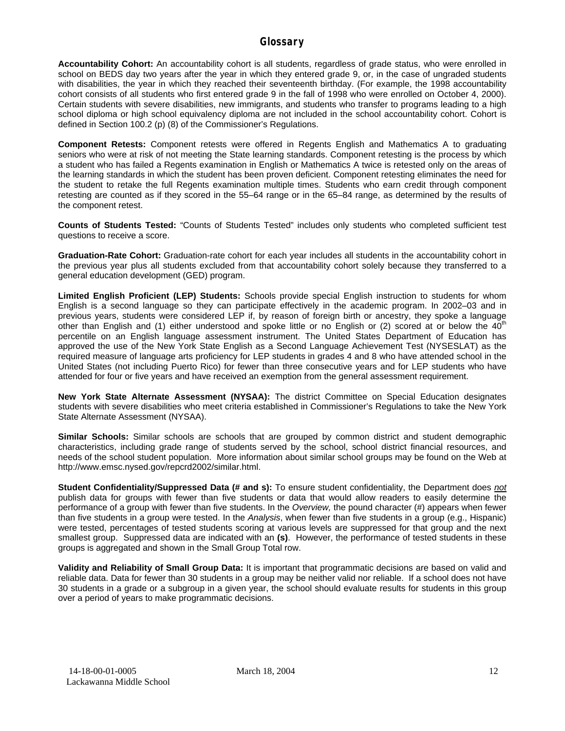# Glossary

**Accountability Cohort:** An accountability cohort is all students, regardless of grade status, who were enrolled in school on BEDS day two years after the year in which they entered grade 9, or, in the case of ungraded students with disabilities, the year in which they reached their seventeenth birthday. (For example, the 1998 accountability cohort consists of all students who first entered grade 9 in the fall of 1998 who were enrolled on October 4, 2000). Certain students with severe disabilities, new immigrants, and students who transfer to programs leading to a high school diploma or high school equivalency diploma are not included in the school accountability cohort. Cohort is defined in Section 100.2 (p) (8) of the Commissioner's Regulations.

**Component Retests:** Component retests were offered in Regents English and Mathematics A to graduating seniors who were at risk of not meeting the State learning standards. Component retesting is the process by which a student who has failed a Regents examination in English or Mathematics A twice is retested only on the areas of the learning standards in which the student has been proven deficient. Component retesting eliminates the need for the student to retake the full Regents examination multiple times. Students who earn credit through component retesting are counted as if they scored in the 55–64 range or in the 65–84 range, as determined by the results of the component retest.

**Counts of Students Tested:** "Counts of Students Tested" includes only students who completed sufficient test questions to receive a score.

**Graduation-Rate Cohort:** Graduation-rate cohort for each year includes all students in the accountability cohort in the previous year plus all students excluded from that accountability cohort solely because they transferred to a general education development (GED) program.

**Limited English Proficient (LEP) Students:** Schools provide special English instruction to students for whom English is a second language so they can participate effectively in the academic program. In 2002–03 and in previous years, students were considered LEP if, by reason of foreign birth or ancestry, they spoke a language other than English and (1) either understood and spoke little or no English or (2) scored at or below the 40th percentile on an English language assessment instrument. The United States Department of Education has approved the use of the New York State English as a Second Language Achievement Test (NYSESLAT) as the required measure of language arts proficiency for LEP students in grades 4 and 8 who have attended school in the United States (not including Puerto Rico) for fewer than three consecutive years and for LEP students who have attended for four or five years and have received an exemption from the general assessment requirement.

**New York State Alternate Assessment (NYSAA):** The district Committee on Special Education designates students with severe disabilities who meet criteria established in Commissioner's Regulations to take the New York State Alternate Assessment (NYSAA).

**Similar Schools:** Similar schools are schools that are grouped by common district and student demographic characteristics, including grade range of students served by the school, school district financial resources, and needs of the school student population. More information about similar school groups may be found on the Web at http://www.emsc.nysed.gov/repcrd2002/similar.html.

**Student Confidentiality/Suppressed Data (# and s):** To ensure student confidentiality, the Department does *not* publish data for groups with fewer than five students or data that would allow readers to easily determine the performance of a group with fewer than five students. In the *Overview,* the pound character (#) appears when fewer than five students in a group were tested. In the *Analysis*, when fewer than five students in a group (e.g., Hispanic) were tested, percentages of tested students scoring at various levels are suppressed for that group and the next smallest group. Suppressed data are indicated with an **(s)**. However, the performance of tested students in these groups is aggregated and shown in the Small Group Total row.

**Validity and Reliability of Small Group Data:** It is important that programmatic decisions are based on valid and reliable data. Data for fewer than 30 students in a group may be neither valid nor reliable. If a school does not have 30 students in a grade or a subgroup in a given year, the school should evaluate results for students in this group over a period of years to make programmatic decisions.